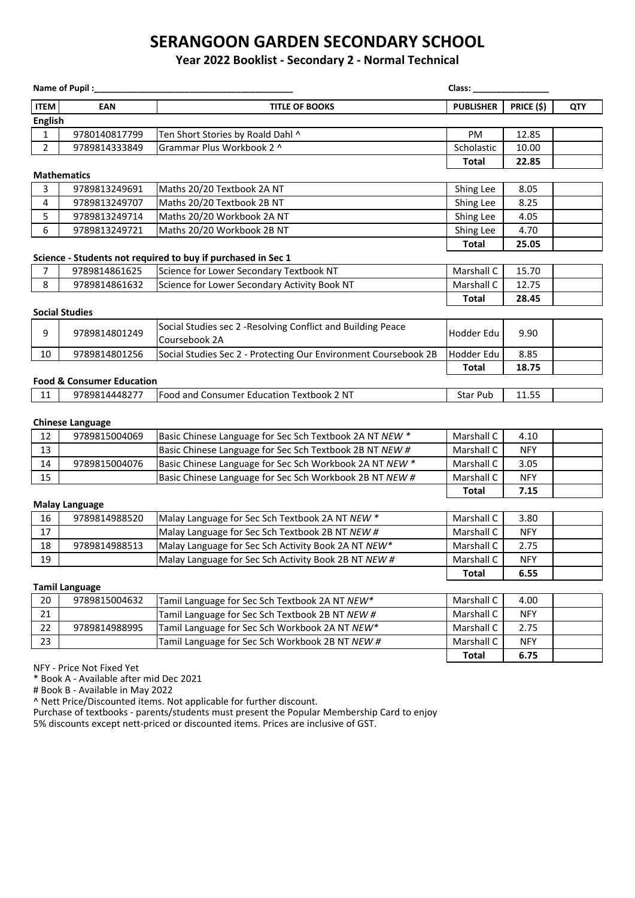# SERANGOON GARDEN SECONDARY SCHOOL

## Year 2022 Booklist - Secondary 2 - Normal Technical

**Name of Pupil :**_________________________________________ **Class:** ________________

| ITEM | EAN | TITLE OF BOOKS | PUBLISHER | PRICE ($) | QTY |
|---|---|---|---|---|---|
| **English** | | | | | |
| 1 | 9780140817799 | Ten Short Stories by Roald Dahl ^ | PM | 12.85 | |
| 2 | 9789814333849 | Grammar Plus Workbook 2 ^ | Scholastic | 10.00 | |
| | | | **Total** | **22.85** | |
| **Mathematics** | | | | | |
| 3 | 9789813249691 | Maths 20/20 Textbook 2A NT | Shing Lee | 8.05 | |
| 4 | 9789813249707 | Maths 20/20 Textbook 2B NT | Shing Lee | 8.25 | |
| 5 | 9789813249714 | Maths 20/20 Workbook 2A NT | Shing Lee | 4.05 | |
| 6 | 9789813249721 | Maths 20/20 Workbook 2B NT | Shing Lee | 4.70 | |
| | | | **Total** | **25.05** | |
| **Science - Students not required to buy if purchased in Sec 1** | | | | | |
| 7 | 9789814861625 | Science for Lower Secondary Textbook NT | Marshall C | 15.70 | |
| 8 | 9789814861632 | Science for Lower Secondary Activity Book NT | Marshall C | 12.75 | |
| | | | **Total** | **28.45** | |
| **Social Studies** | | | | | |
| 9 | 9789814801249 | Social Studies sec 2 -Resolving Conflict and Building Peace Coursebook 2A | Hodder Edu | 9.90 | |
| 10 | 9789814801256 | Social Studies Sec 2 - Protecting Our Environment Coursebook 2B | Hodder Edu | 8.85 | |
| | | | **Total** | **18.75** | |
| **Food & Consumer Education** | | | | | |
| 11 | 9789814448277 | Food and Consumer Education Textbook 2 NT | Star Pub | 11.55 | |
| **Chinese Language** | | | | | |
| 12 | 9789815004069 | Basic Chinese Language for Sec Sch Textbook 2A NT *NEW* * | Marshall C | 4.10 | |
| 13 | | Basic Chinese Language for Sec Sch Textbook 2B NT *NEW* # | Marshall C | NFY | |
| 14 | 9789815004076 | Basic Chinese Language for Sec Sch Workbook 2A NT *NEW* * | Marshall C | 3.05 | |
| 15 | | Basic Chinese Language for Sec Sch Workbook 2B NT *NEW* # | Marshall C | NFY | |
| | | | **Total** | **7.15** | |
| **Malay Language** | | | | | |
| 16 | 9789814988520 | Malay Language for Sec Sch Textbook 2A NT *NEW* * | Marshall C | 3.80 | |
| 17 | | Malay Language for Sec Sch Textbook 2B NT *NEW* # | Marshall C | NFY | |
| 18 | 9789814988513 | Malay Language for Sec Sch Activity Book 2A NT *NEW** | Marshall C | 2.75 | |
| 19 | | Malay Language for Sec Sch Activity Book 2B NT *NEW* # | Marshall C | NFY | |
| | | | **Total** | **6.55** | |
| **Tamil Language** | | | | | |
| 20 | 9789815004632 | Tamil Language for Sec Sch Textbook 2A NT *NEW** | Marshall C | 4.00 | |
| 21 | | Tamil Language for Sec Sch Textbook 2B NT *NEW* # | Marshall C | NFY | |
| 22 | 9789814988995 | Tamil Language for Sec Sch Workbook 2A NT *NEW** | Marshall C | 2.75 | |
| 23 | | Tamil Language for Sec Sch Workbook 2B NT *NEW* # | Marshall C | NFY | |
| | | | **Total** | **6.75** | |

NFY - Price Not Fixed Yet

* Book A - Available after mid Dec 2021

# Book B - Available in May 2022

^ Nett Price/Discounted items. Not applicable for further discount.

Purchase of textbooks - parents/students must present the Popular Membership Card to enjoy 5% discounts except nett-priced or discounted items. Prices are inclusive of GST.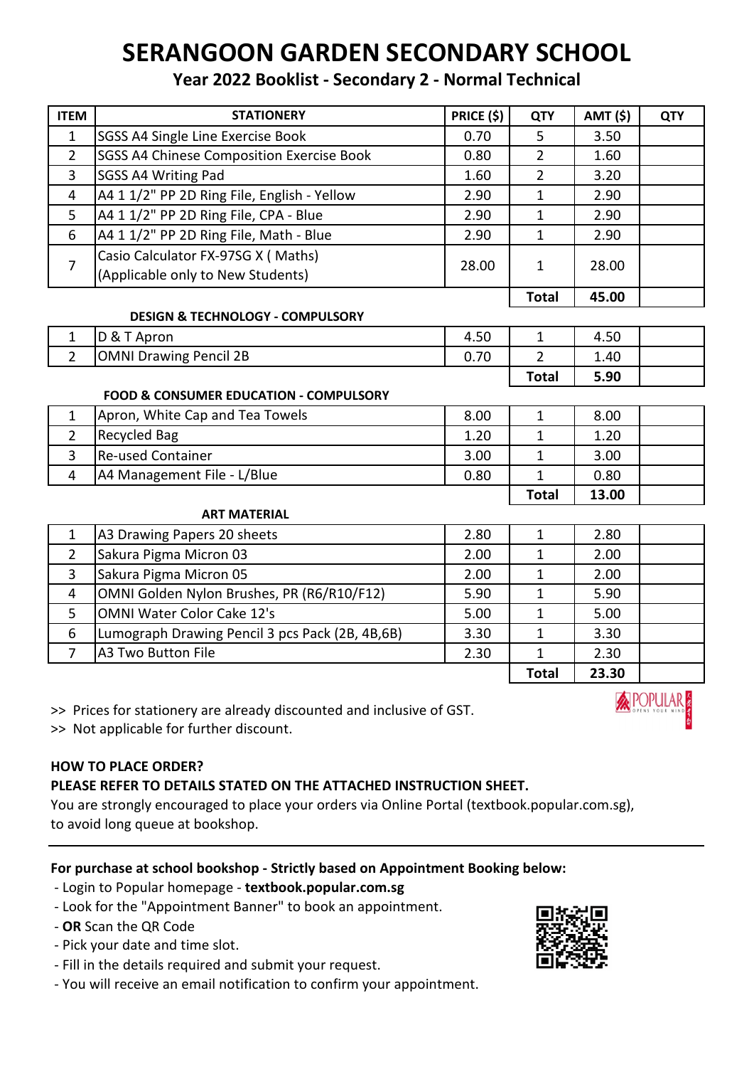# SERANGOON GARDEN SECONDARY SCHOOL

## Year 2022 Booklist - Secondary 2 - Normal Technical

| ITEM | STATIONERY | PRICE ($) | QTY | AMT ($) | QTY |
|---|---|---|---|---|---|
| 1 | SGSS A4 Single Line Exercise Book | 0.70 | 5 | 3.50 | |
| 2 | SGSS A4 Chinese Composition Exercise Book | 0.80 | 2 | 1.60 | |
| 3 | SGSS A4 Writing Pad | 1.60 | 2 | 3.20 | |
| 4 | A4 1 1/2" PP 2D Ring File, English - Yellow | 2.90 | 1 | 2.90 | |
| 5 | A4 1 1/2" PP 2D Ring File, CPA - Blue | 2.90 | 1 | 2.90 | |
| 6 | A4 1 1/2" PP 2D Ring File, Math - Blue | 2.90 | 1 | 2.90 | |
| 7 | Casio Calculator FX-97SG X ( Maths) (Applicable only to New Students) | 28.00 | 1 | 28.00 | |
| | | | **Total** | **45.00** | |
| | **DESIGN & TECHNOLOGY - COMPULSORY** | | | | |
| 1 | D & T Apron | 4.50 | 1 | 4.50 | |
| 2 | OMNI Drawing Pencil 2B | 0.70 | 2 | 1.40 | |
| | | | **Total** | **5.90** | |
| | **FOOD & CONSUMER EDUCATION - COMPULSORY** | | | | |
| 1 | Apron, White Cap and Tea Towels | 8.00 | 1 | 8.00 | |
| 2 | Recycled Bag | 1.20 | 1 | 1.20 | |
| 3 | Re-used Container | 3.00 | 1 | 3.00 | |
| 4 | A4 Management File - L/Blue | 0.80 | 1 | 0.80 | |
| | | | **Total** | **13.00** | |
| | **ART MATERIAL** | | | | |
| 1 | A3 Drawing Papers 20 sheets | 2.80 | 1 | 2.80 | |
| 2 | Sakura Pigma Micron 03 | 2.00 | 1 | 2.00 | |
| 3 | Sakura Pigma Micron 05 | 2.00 | 1 | 2.00 | |
| 4 | OMNI Golden Nylon Brushes, PR (R6/R10/F12) | 5.90 | 1 | 5.90 | |
| 5 | OMNI Water Color Cake 12's | 5.00 | 1 | 5.00 | |
| 6 | Lumograph Drawing Pencil 3 pcs Pack (2B, 4B,6B) | 3.30 | 1 | 3.30 | |
| 7 | A3 Two Button File | 2.30 | 1 | 2.30 | |
| | | | **Total** | **23.30** | |

>> Prices for stationery are already discounted and inclusive of GST.

>> Not applicable for further discount.

**HOW TO PLACE ORDER?**

**PLEASE REFER TO DETAILS STATED ON THE ATTACHED INSTRUCTION SHEET.**

You are strongly encouraged to place your orders via Online Portal (textbook.popular.com.sg), to avoid long queue at bookshop.

---

**For purchase at school bookshop - Strictly based on Appointment Booking below:**

- Login to Popular homepage - **textbook.popular.com.sg**
- Look for the "Appointment Banner" to book an appointment.
- **OR** Scan the QR Code
- Pick your date and time slot.
- Fill in the details required and submit your request.
- You will receive an email notification to confirm your appointment.